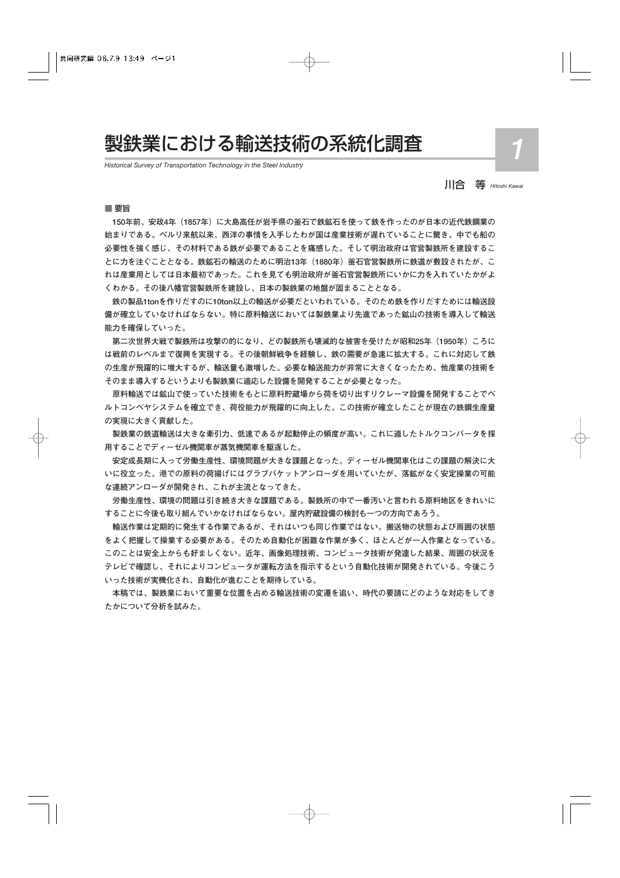# 製鉄業における輸送技術の系統化調査

*Historical Survey of Transportation Technology in the Steel Industry*

川合　等 *Hitoshi Kawai*

1

■ 要旨

150年前、安政4年（1857年）に大島高任が岩手県の釜石で鉄鉱石を使って鉄を作ったのが日本の近代鉄鋼業の始まりである。ペルリ来航以来、西洋の事情を入手したわが国は産業技術が遅れていることに驚き、中でも船の必要性を強く感じ、その材料である鉄が必要であることを痛感した。そして明治政府は官営製鉄所を建設することに力を注ぐこととなる。鉄鉱石の輸送のために明治13年（1880年）釜石官営製鉄所に鉄道が敷設されたが、これは産業用としては日本最初であった。これを見ても明治政府が釜石官営製鉄所にいかに力を入れていたかがよくわかる。その後八幡官営製鉄所を建設し、日本の製鉄業の地盤が固まることとなる。

鉄の製品1tonを作りだすのに10ton以上の輸送が必要だといわれている。そのため鉄を作りだすためには輸送設備が確立していなければならない。特に原料輸送においては製鉄業より先進であった鉱山の技術を導入して輸送能力を確保していった。

第二次世界大戦で製鉄所は攻撃の的になり、どの製鉄所も壊滅的な被害を受けたが昭和25年（1950年）ころには戦前のレベルまで復興を実現する。その後朝鮮戦争を経験し、鉄の需要が急速に拡大する。これに対応して鉄の生産が飛躍的に増大するが、輸送量も激増した。必要な輸送能力が非常に大きくなったため、他産業の技術をそのまま導入するというよりも製鉄業に適応した設備を開発することが必要となった。

原料輸送では鉱山で使っていた技術をもとに原料貯蔵場から荷を切り出すリクレーマ設備を開発することでベルトコンベヤシステムを確立でき、荷役能力が飛躍的に向上した。この技術が確立したことが現在の鉄鋼生産量の実現に大きく貢献した。

製鉄業の鉄道輸送は大きな牽引力、低速であるが起動停止の頻度が高い。これに適したトルクコンバータを採用することでディーゼル機関車が蒸気機関車を駆逐した。

安定成長期に入って労働生産性、環境問題が大きな課題となった。ディーゼル機関車化はこの課題の解決に大いに役立った。港での原料の荷揚げにはグラブバケットアンローダを用いていたが、落鉱がなく安定操業の可能な連続アンローダが開発され、これが主流となってきた。

労働生産性、環境の問題は引き続き大きな課題である。製鉄所の中で一番汚いと言われる原料地区をきれいにすることに今後も取り組んでいかなければならない。屋内貯蔵設備の検討も一つの方向であろう。

輸送作業は定期的に発生する作業であるが、それはいつも同じ作業ではない。搬送物の状態および周囲の状態をよく把握して操業する必要がある。そのため自動化が困難な作業が多く、ほとんどが一人作業となっている。このことは安全上からも好ましくない。近年、画像処理技術、コンピュータ技術が発達した結果、周囲の状況をテレビで確認し、それによりコンピュータが運転方法を指示するという自動化技術が開発されている。今後こういった技術が実機化され、自動化が進むことを期待している。

本稿では、製鉄業において重要な位置を占める輸送技術の変遷を追い、時代の要請にどのような対応をしてきたかについて分析を試みた。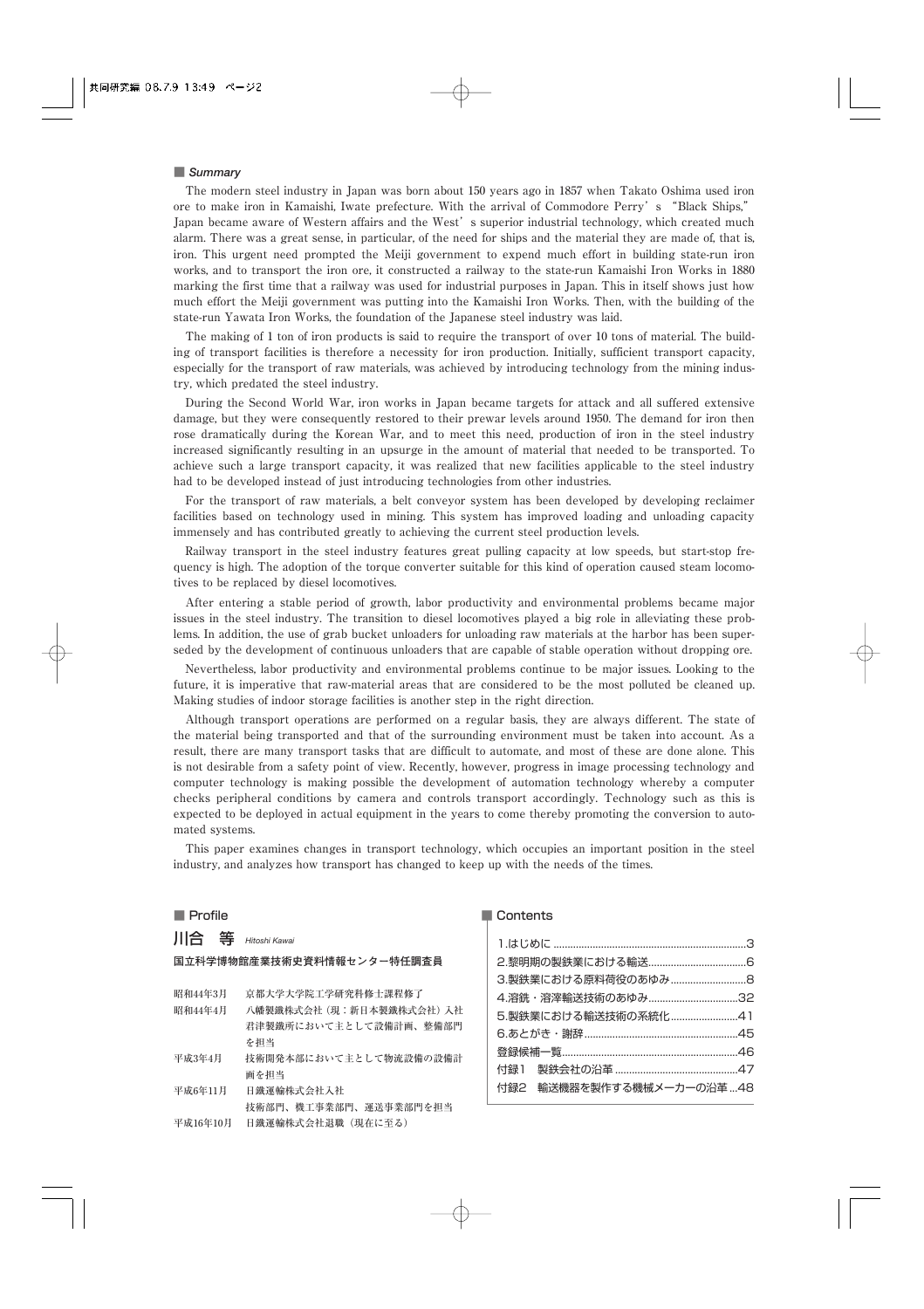## ■ *Summary*

The modern steel industry in Japan was born about 150 years ago in 1857 when Takato Oshima used iron ore to make iron in Kamaishi, Iwate prefecture. With the arrival of Commodore Perry's "Black Ships," Japan became aware of Western affairs and the West's superior industrial technology, which created much alarm. There was a great sense, in particular, of the need for ships and the material they are made of, that is, iron. This urgent need prompted the Meiji government to expend much effort in building state-run iron works, and to transport the iron ore, it constructed a railway to the state-run Kamaishi Iron Works in 1880 marking the first time that a railway was used for industrial purposes in Japan. This in itself shows just how much effort the Meiji government was putting into the Kamaishi Iron Works. Then, with the building of the state-run Yawata Iron Works, the foundation of the Japanese steel industry was laid.

The making of 1 ton of iron products is said to require the transport of over 10 tons of material. The building of transport facilities is therefore a necessity for iron production. Initially, sufficient transport capacity, especially for the transport of raw materials, was achieved by introducing technology from the mining industry, which predated the steel industry.

During the Second World War, iron works in Japan became targets for attack and all suffered extensive damage, but they were consequently restored to their prewar levels around 1950. The demand for iron then rose dramatically during the Korean War, and to meet this need, production of iron in the steel industry increased significantly resulting in an upsurge in the amount of material that needed to be transported. To achieve such a large transport capacity, it was realized that new facilities applicable to the steel industry had to be developed instead of just introducing technologies from other industries.

For the transport of raw materials, a belt conveyor system has been developed by developing reclaimer facilities based on technology used in mining. This system has improved loading and unloading capacity immensely and has contributed greatly to achieving the current steel production levels.

Railway transport in the steel industry features great pulling capacity at low speeds, but start-stop frequency is high. The adoption of the torque converter suitable for this kind of operation caused steam locomotives to be replaced by diesel locomotives.

After entering a stable period of growth, labor productivity and environmental problems became major issues in the steel industry. The transition to diesel locomotives played a big role in alleviating these problems. In addition, the use of grab bucket unloaders for unloading raw materials at the harbor has been superseded by the development of continuous unloaders that are capable of stable operation without dropping ore.

Nevertheless, labor productivity and environmental problems continue to be major issues. Looking to the future, it is imperative that raw-material areas that are considered to be the most polluted be cleaned up. Making studies of indoor storage facilities is another step in the right direction.

Although transport operations are performed on a regular basis, they are always different. The state of the material being transported and that of the surrounding environment must be taken into account. As a result, there are many transport tasks that are difficult to automate, and most of these are done alone. This is not desirable from a safety point of view. Recently, however, progress in image processing technology and computer technology is making possible the development of automation technology whereby a computer checks peripheral conditions by camera and controls transport accordingly. Technology such as this is expected to be deployed in actual equipment in the years to come thereby promoting the conversion to automated systems.

This paper examines changes in transport technology, which occupies an important position in the steel industry, and analyzes how transport has changed to keep up with the needs of the times.

## ■ Profile

**川合 等** *Hitoshi Kawai*

**国立科学博物館産業技術史資料情報センター特任調査員**

| | |
|---|---|
| 昭和44年3月 | 京都大学大学院工学研究科修士課程修了 |
| 昭和44年4月 | 八幡製鐵株式会社（現：新日本製鐵株式会社）入社 君津製鐵所において主として設備計画、整備部門を担当 |
| 平成3年4月 | 技術開発本部において主として物流設備の設備計画を担当 |
| 平成6年11月 | 日鐵運輸株式会社入社 技術部門、機工事業部門、運送事業部門を担当 |
| 平成16年10月 | 日鐵運輸株式会社退職（現在に至る） |

## ■ Contents

| | |
|---|---|
| 1.はじめに | 3 |
| 2.黎明期の製鉄業における輸送 | 6 |
| 3.製鉄業における原料荷役のあゆみ | 8 |
| 4.溶銑・溶滓輸送技術のあゆみ | 32 |
| 5.製鉄業における輸送技術の系統化 | 41 |
| 6.あとがき・謝辞 | 45 |
| 登録候補一覧 | 46 |
| 付録1　製鉄会社の沿革 | 47 |
| 付録2　輸送機器を製作する機械メーカーの沿革 | 48 |